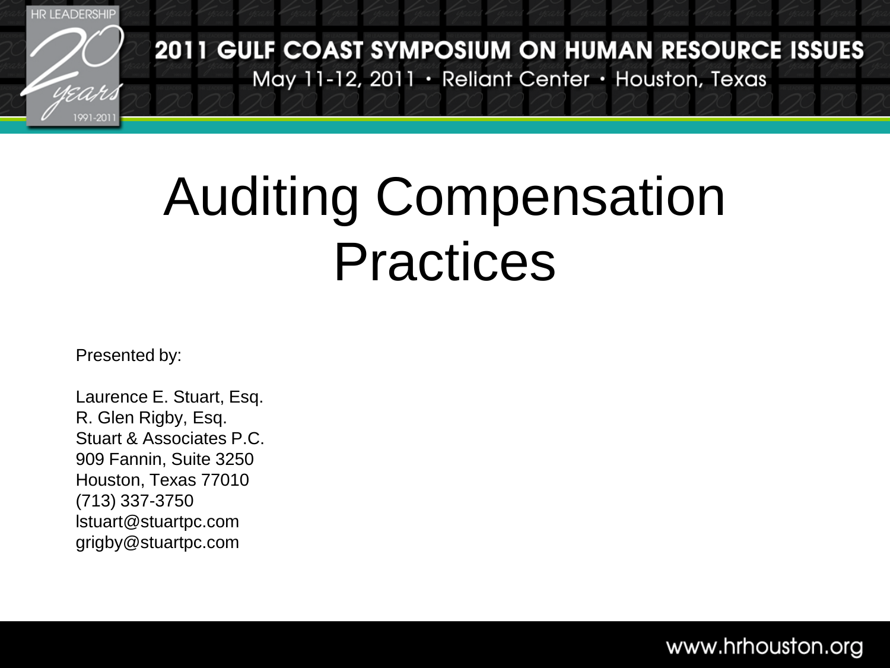# Auditing Compensation Practices

Presented by:

Laurence E. Stuart, Esq.
R. Glen Rigby, Esq.
Stuart & Associates P.C.
909 Fannin, Suite 3250
Houston, Texas 77010
(713) 337-3750
lstuart@stuartpc.com
grigby@stuartpc.com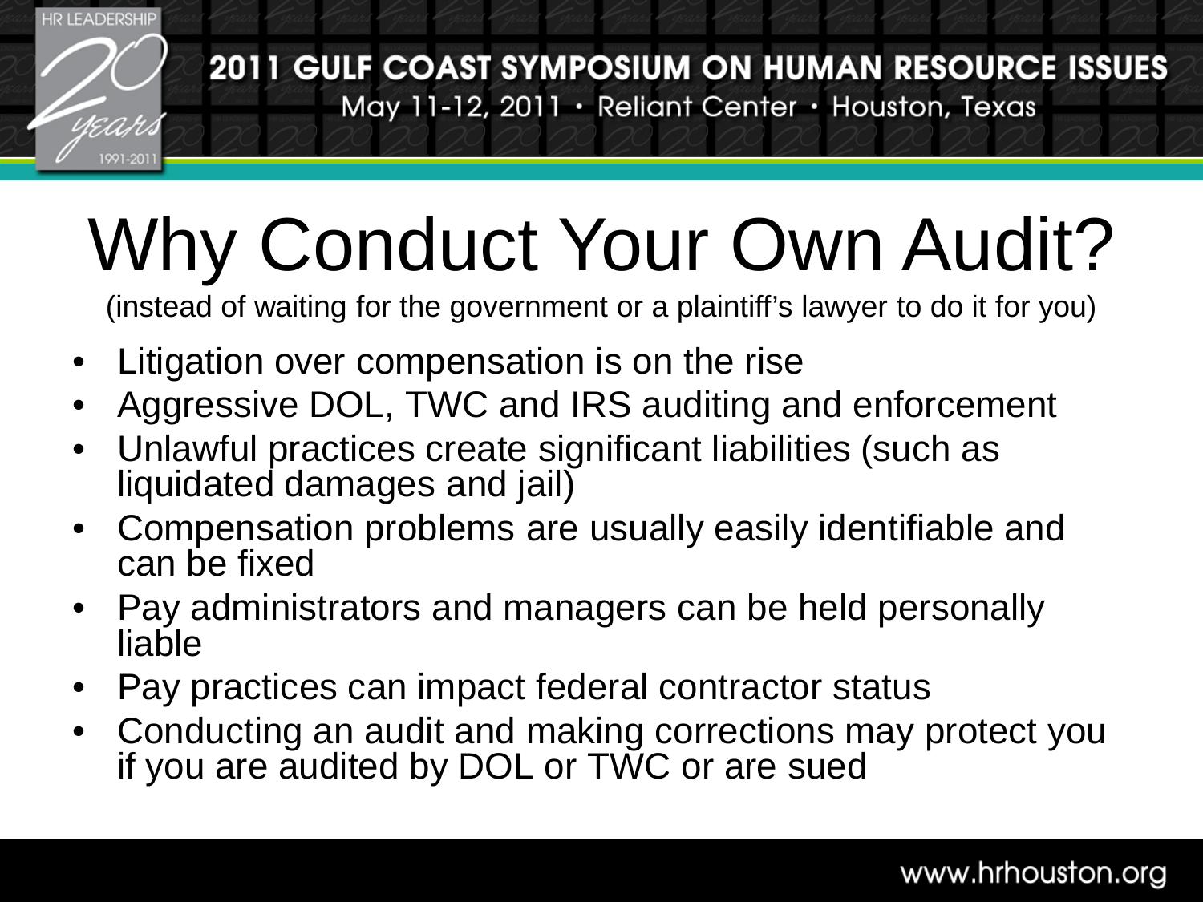# Why Conduct Your Own Audit?

(instead of waiting for the government or a plaintiff's lawyer to do it for you)

- Litigation over compensation is on the rise
- Aggressive DOL, TWC and IRS auditing and enforcement
- Unlawful practices create significant liabilities (such as liquidated damages and jail)
- Compensation problems are usually easily identifiable and can be fixed
- Pay administrators and managers can be held personally liable
- Pay practices can impact federal contractor status
- Conducting an audit and making corrections may protect you if you are audited by DOL or TWC or are sued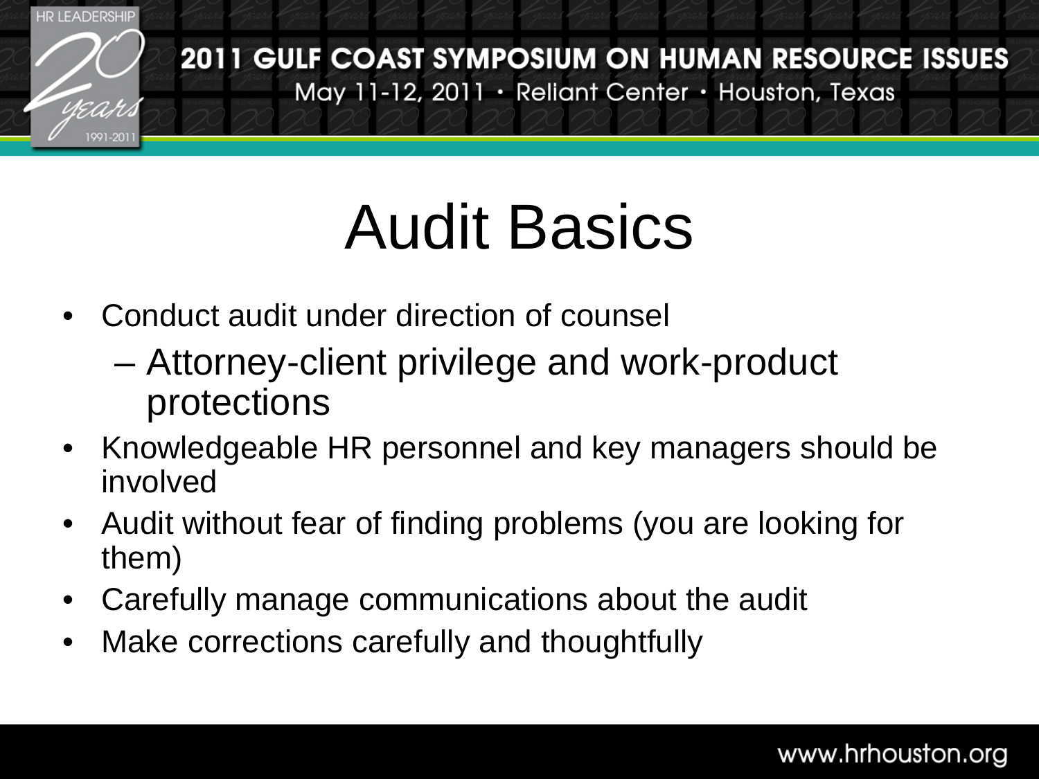# Audit Basics

- Conduct audit under direction of counsel
  - Attorney-client privilege and work-product protections
- Knowledgeable HR personnel and key managers should be involved
- Audit without fear of finding problems (you are looking for them)
- Carefully manage communications about the audit
- Make corrections carefully and thoughtfully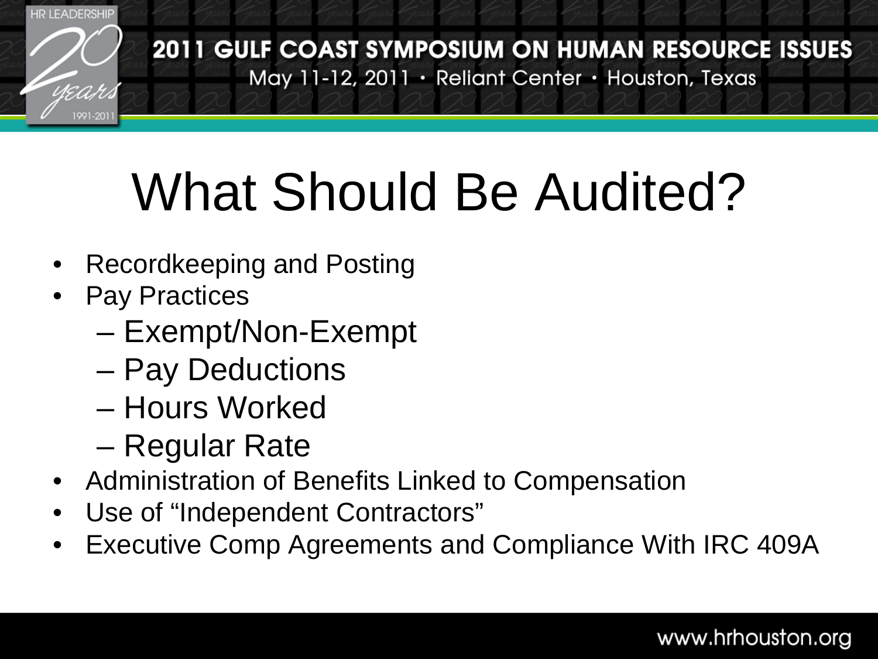# What Should Be Audited?

- Recordkeeping and Posting
- Pay Practices
  - Exempt/Non-Exempt
  - Pay Deductions
  - Hours Worked
  - Regular Rate
- Administration of Benefits Linked to Compensation
- Use of "Independent Contractors"
- Executive Comp Agreements and Compliance With IRC 409A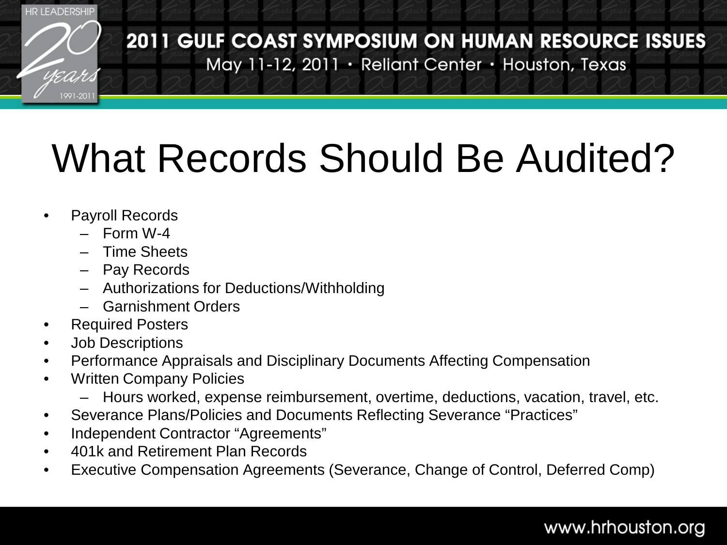# What Records Should Be Audited?

- Payroll Records
  - Form W-4
  - Time Sheets
  - Pay Records
  - Authorizations for Deductions/Withholding
  - Garnishment Orders
- Required Posters
- Job Descriptions
- Performance Appraisals and Disciplinary Documents Affecting Compensation
- Written Company Policies
  - Hours worked, expense reimbursement, overtime, deductions, vacation, travel, etc.
- Severance Plans/Policies and Documents Reflecting Severance "Practices"
- Independent Contractor "Agreements"
- 401k and Retirement Plan Records
- Executive Compensation Agreements (Severance, Change of Control, Deferred Comp)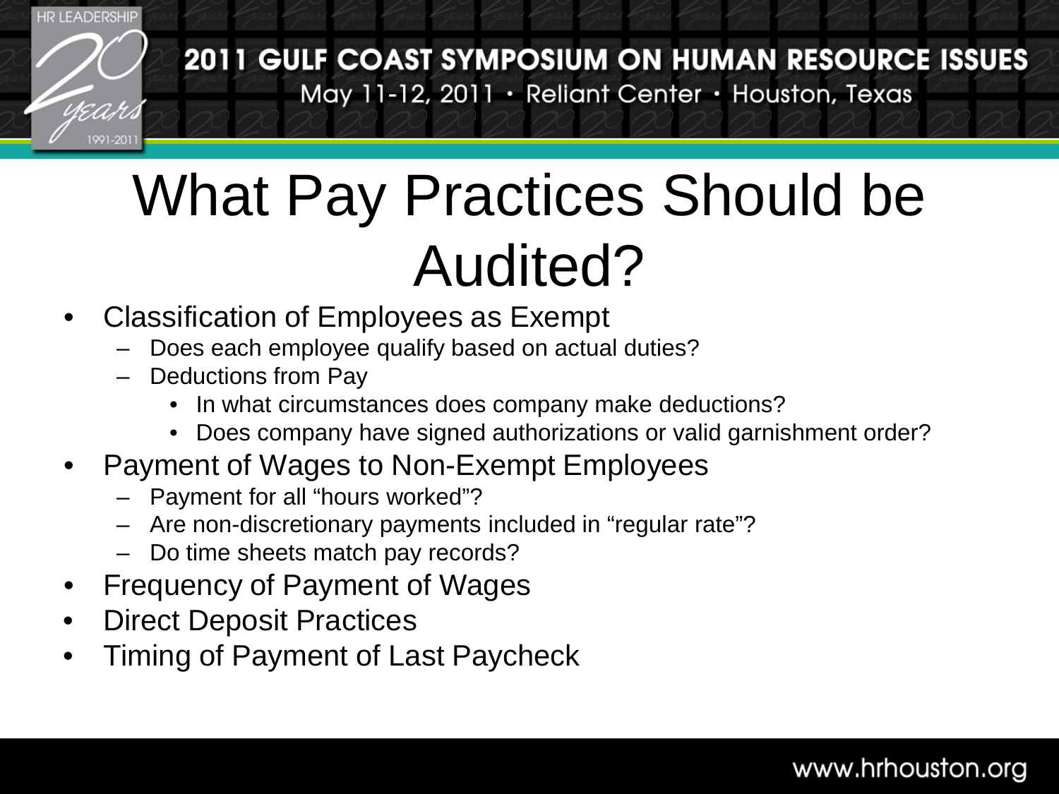# What Pay Practices Should be Audited?

- Classification of Employees as Exempt
  - Does each employee qualify based on actual duties?
  - Deductions from Pay
    - In what circumstances does company make deductions?
    - Does company have signed authorizations or valid garnishment order?
- Payment of Wages to Non-Exempt Employees
  - Payment for all "hours worked"?
  - Are non-discretionary payments included in "regular rate"?
  - Do time sheets match pay records?
- Frequency of Payment of Wages
- Direct Deposit Practices
- Timing of Payment of Last Paycheck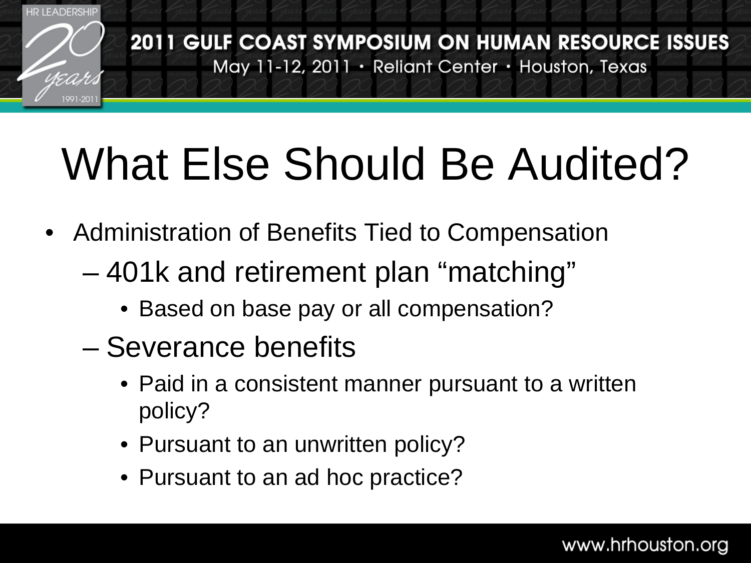# What Else Should Be Audited?

- Administration of Benefits Tied to Compensation
  - 401k and retirement plan "matching"
    - Based on base pay or all compensation?
  - Severance benefits
    - Paid in a consistent manner pursuant to a written policy?
    - Pursuant to an unwritten policy?
    - Pursuant to an ad hoc practice?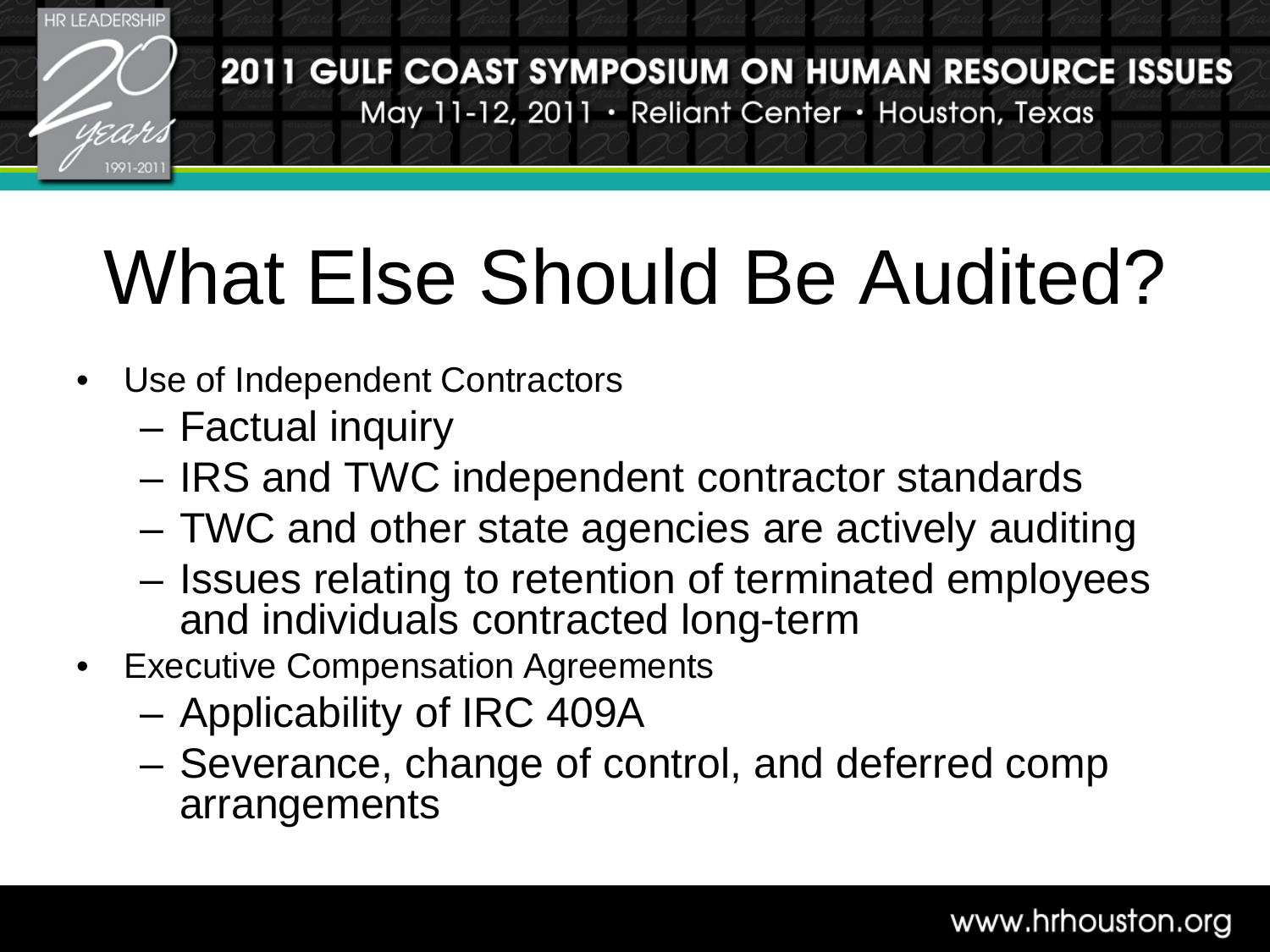# What Else Should Be Audited?

- Use of Independent Contractors
  - Factual inquiry
  - IRS and TWC independent contractor standards
  - TWC and other state agencies are actively auditing
  - Issues relating to retention of terminated employees and individuals contracted long-term
- Executive Compensation Agreements
  - Applicability of IRC 409A
  - Severance, change of control, and deferred comp arrangements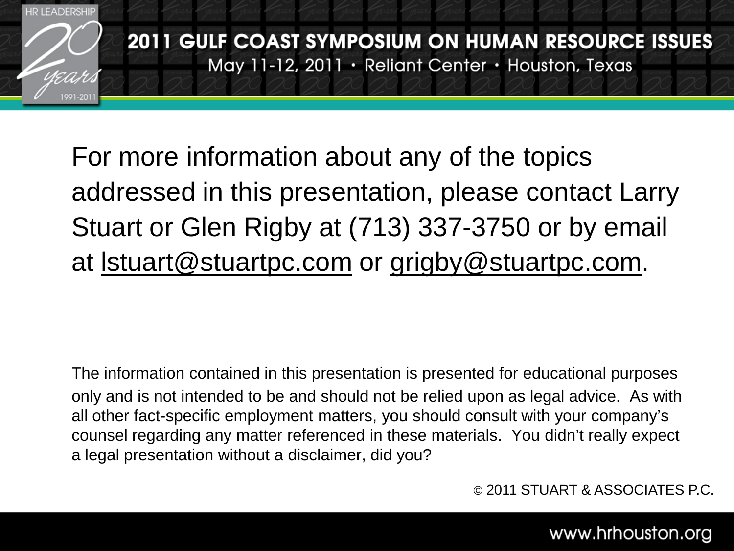For more information about any of the topics addressed in this presentation, please contact Larry Stuart or Glen Rigby at (713) 337-3750 or by email at lstuart@stuartpc.com or grigby@stuartpc.com.

The information contained in this presentation is presented for educational purposes only and is not intended to be and should not be relied upon as legal advice. As with all other fact-specific employment matters, you should consult with your company's counsel regarding any matter referenced in these materials. You didn't really expect a legal presentation without a disclaimer, did you?

© 2011 STUART & ASSOCIATES P.C.